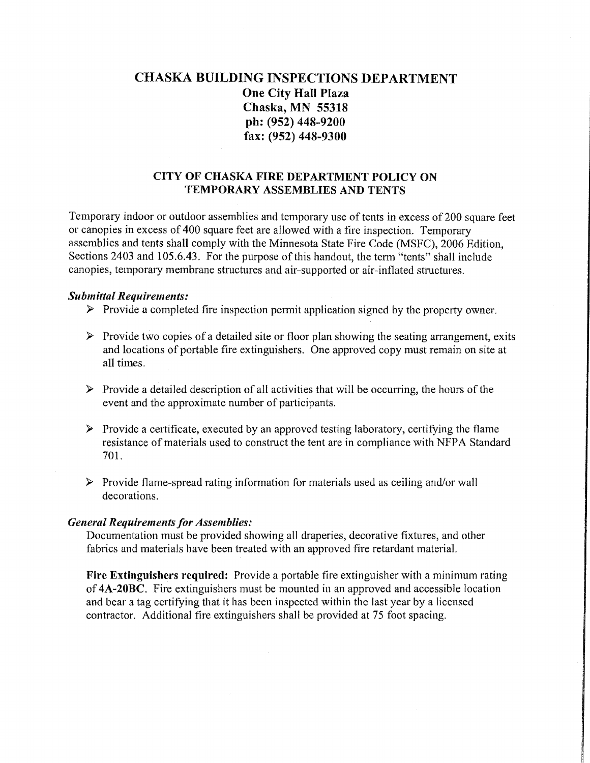# CHASKA BUILDING INSPECTIONS DEPARTMENT

**One City Hall Plaza**
**Chaska, MN 55318**
**ph: (952) 448-9200**
**fax: (952) 448-9300**

## CITY OF CHASKA FIRE DEPARTMENT POLICY ON TEMPORARY ASSEMBLIES AND TENTS

Temporary indoor or outdoor assemblies and temporary use of tents in excess of 200 square feet or canopies in excess of 400 square feet are allowed with a fire inspection. Temporary assemblies and tents shall comply with the Minnesota State Fire Code (MSFC), 2006 Edition, Sections 2403 and 105.6.43. For the purpose of this handout, the term "tents" shall include canopies, temporary membrane structures and air-supported or air-inflated structures.

***Submittal Requirements:***

- Provide a completed fire inspection permit application signed by the property owner.
- Provide two copies of a detailed site or floor plan showing the seating arrangement, exits and locations of portable fire extinguishers. One approved copy must remain on site at all times.
- Provide a detailed description of all activities that will be occurring, the hours of the event and the approximate number of participants.
- Provide a certificate, executed by an approved testing laboratory, certifying the flame resistance of materials used to construct the tent are in compliance with NFPA Standard 701.
- Provide flame-spread rating information for materials used as ceiling and/or wall decorations.

***General Requirements for Assemblies:***

Documentation must be provided showing all draperies, decorative fixtures, and other fabrics and materials have been treated with an approved fire retardant material.

**Fire Extinguishers required:** Provide a portable fire extinguisher with a minimum rating of **4A-20BC**. Fire extinguishers must be mounted in an approved and accessible location and bear a tag certifying that it has been inspected within the last year by a licensed contractor. Additional fire extinguishers shall be provided at 75 foot spacing.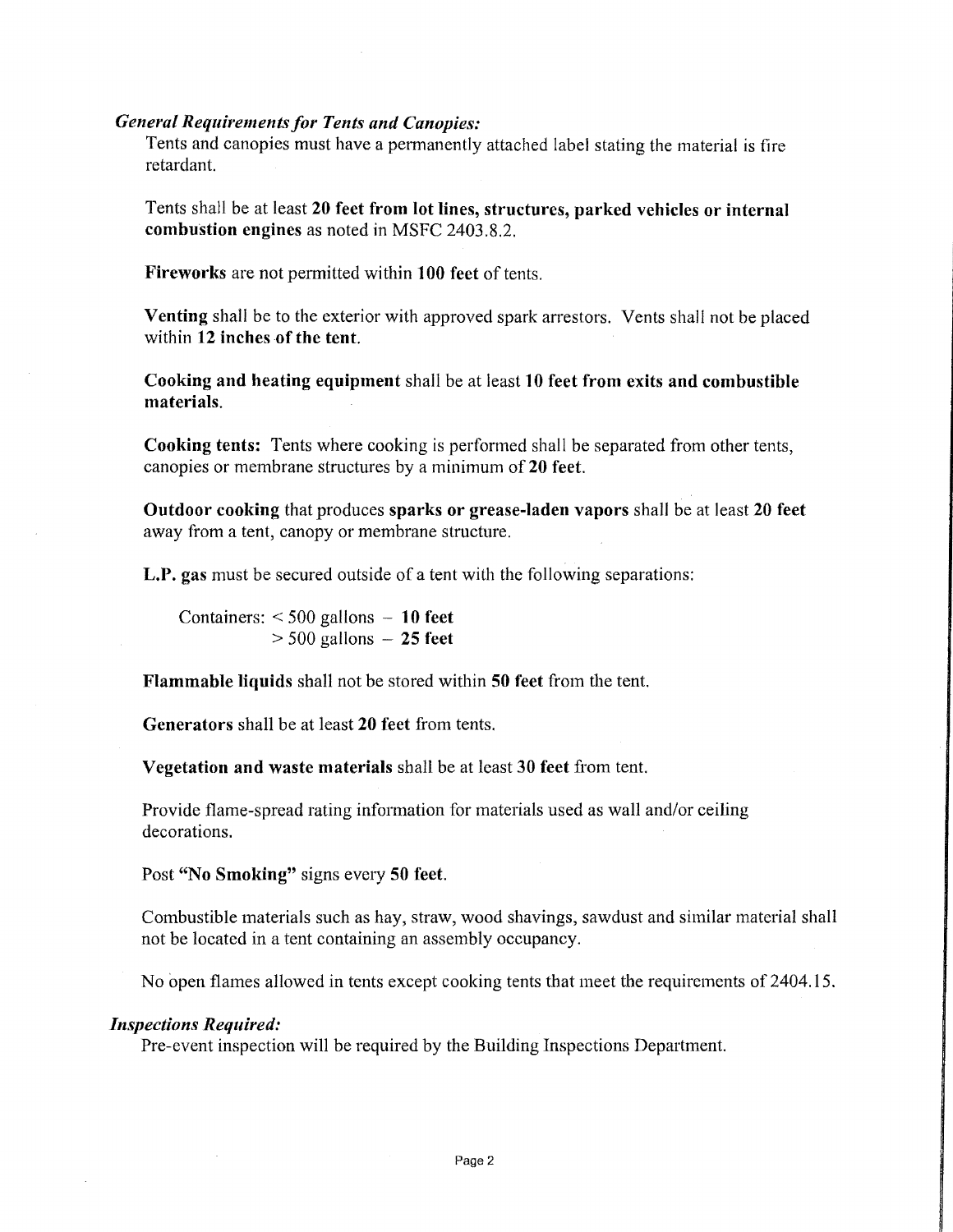### ***General Requirements for Tents and Canopies:***

Tents and canopies must have a permanently attached label stating the material is fire retardant.

Tents shall be at least **20 feet from lot lines, structures, parked vehicles or internal combustion engines** as noted in MSFC 2403.8.2.

**Fireworks** are not permitted within **100 feet** of tents.

**Venting** shall be to the exterior with approved spark arrestors. Vents shall not be placed within **12 inches of the tent.**

**Cooking and heating equipment** shall be at least **10 feet from exits and combustible materials.**

**Cooking tents:** Tents where cooking is performed shall be separated from other tents, canopies or membrane structures by a minimum of **20 feet.**

**Outdoor cooking** that produces **sparks or grease-laden vapors** shall be at least **20 feet** away from a tent, canopy or membrane structure.

**L.P. gas** must be secured outside of a tent with the following separations:

Containers: < 500 gallons – **10 feet**
> 500 gallons – **25 feet**

**Flammable liquids** shall not be stored within **50 feet** from the tent.

**Generators** shall be at least **20 feet** from tents.

**Vegetation and waste materials** shall be at least **30 feet** from tent.

Provide flame-spread rating information for materials used as wall and/or ceiling decorations.

Post **"No Smoking"** signs every **50 feet.**

Combustible materials such as hay, straw, wood shavings, sawdust and similar material shall not be located in a tent containing an assembly occupancy.

No open flames allowed in tents except cooking tents that meet the requirements of 2404.15.

### ***Inspections Required:***

Pre-event inspection will be required by the Building Inspections Department.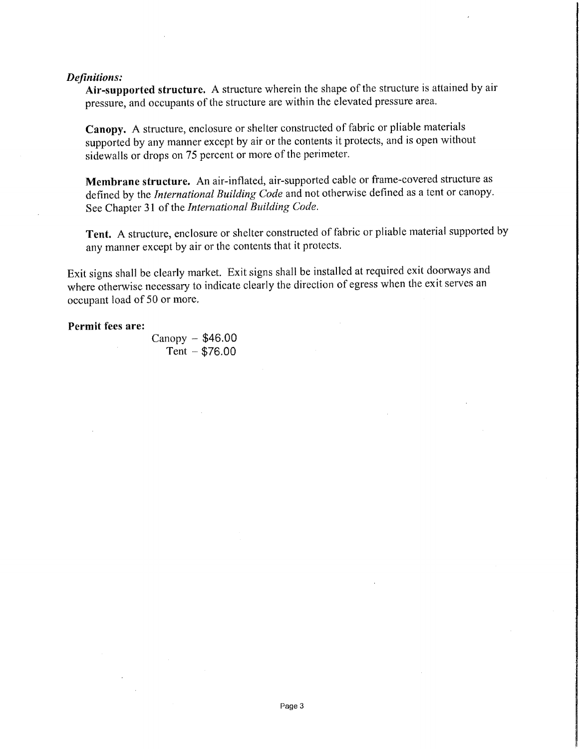*Definitions:*

**Air-supported structure.** A structure wherein the shape of the structure is attained by air pressure, and occupants of the structure are within the elevated pressure area.

**Canopy.** A structure, enclosure or shelter constructed of fabric or pliable materials supported by any manner except by air or the contents it protects, and is open without sidewalls or drops on 75 percent or more of the perimeter.

**Membrane structure.** An air-inflated, air-supported cable or frame-covered structure as defined by the *International Building Code* and not otherwise defined as a tent or canopy. See Chapter 31 of the *International Building Code.*

**Tent.** A structure, enclosure or shelter constructed of fabric or pliable material supported by any manner except by air or the contents that it protects.

Exit signs shall be clearly market. Exit signs shall be installed at required exit doorways and where otherwise necessary to indicate clearly the direction of egress when the exit serves an occupant load of 50 or more.

**Permit fees are:**

Canopy – $46.00
Tent – $76.00